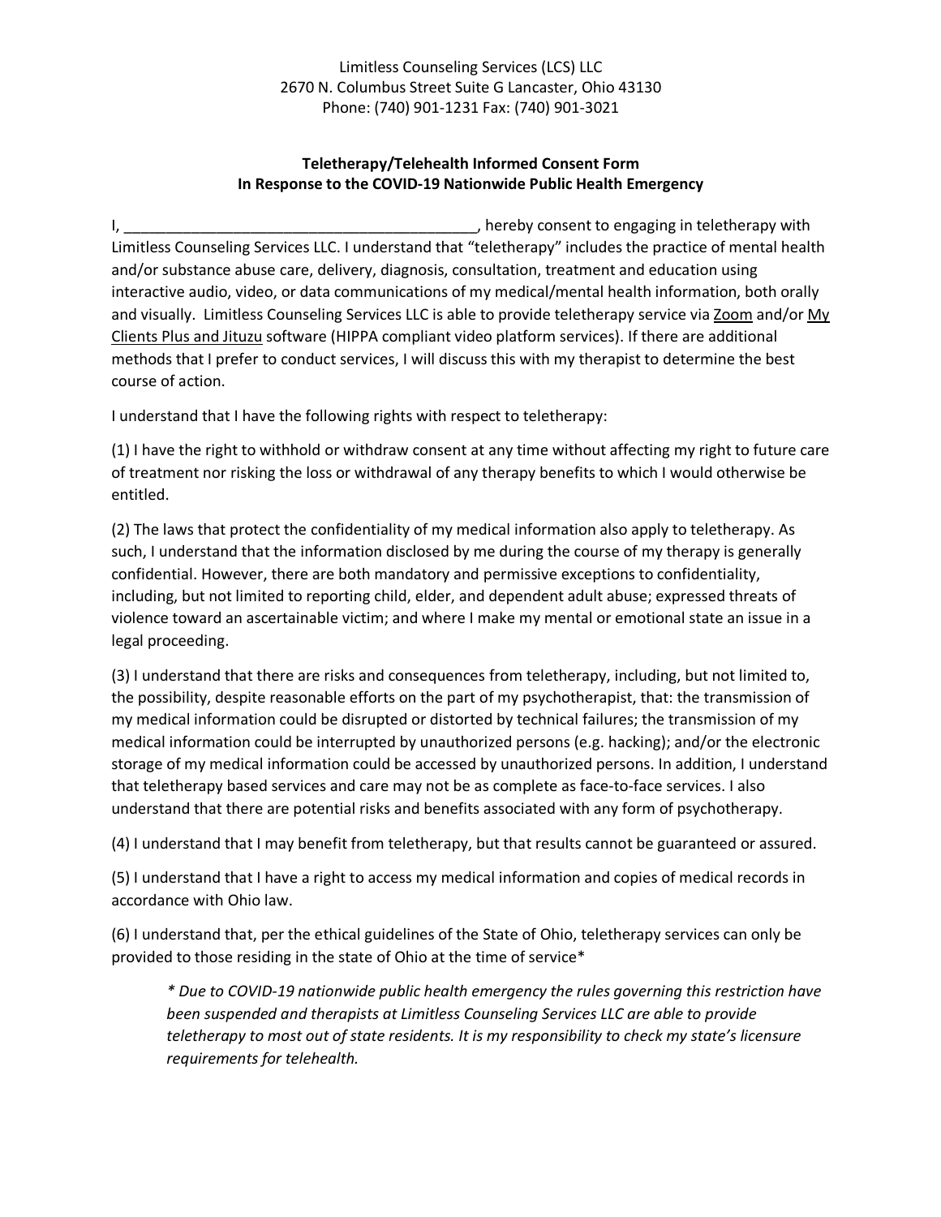Limitless Counseling Services (LCS) LLC
2670 N. Columbus Street Suite G Lancaster, Ohio 43130
Phone: (740) 901-1231 Fax: (740) 901-3021

## Teletherapy/Telehealth Informed Consent Form In Response to the COVID-19 Nationwide Public Health Emergency

I, ___________________________________________, hereby consent to engaging in teletherapy with Limitless Counseling Services LLC. I understand that "teletherapy" includes the practice of mental health and/or substance abuse care, delivery, diagnosis, consultation, treatment and education using interactive audio, video, or data communications of my medical/mental health information, both orally and visually. Limitless Counseling Services LLC is able to provide teletherapy service via Zoom and/or My Clients Plus and Jituzu software (HIPPA compliant video platform services). If there are additional methods that I prefer to conduct services, I will discuss this with my therapist to determine the best course of action.

I understand that I have the following rights with respect to teletherapy:

(1) I have the right to withhold or withdraw consent at any time without affecting my right to future care of treatment nor risking the loss or withdrawal of any therapy benefits to which I would otherwise be entitled.

(2) The laws that protect the confidentiality of my medical information also apply to teletherapy. As such, I understand that the information disclosed by me during the course of my therapy is generally confidential. However, there are both mandatory and permissive exceptions to confidentiality, including, but not limited to reporting child, elder, and dependent adult abuse; expressed threats of violence toward an ascertainable victim; and where I make my mental or emotional state an issue in a legal proceeding.

(3) I understand that there are risks and consequences from teletherapy, including, but not limited to, the possibility, despite reasonable efforts on the part of my psychotherapist, that: the transmission of my medical information could be disrupted or distorted by technical failures; the transmission of my medical information could be interrupted by unauthorized persons (e.g. hacking); and/or the electronic storage of my medical information could be accessed by unauthorized persons. In addition, I understand that teletherapy based services and care may not be as complete as face-to-face services. I also understand that there are potential risks and benefits associated with any form of psychotherapy.

(4) I understand that I may benefit from teletherapy, but that results cannot be guaranteed or assured.

(5) I understand that I have a right to access my medical information and copies of medical records in accordance with Ohio law.

(6) I understand that, per the ethical guidelines of the State of Ohio, teletherapy services can only be provided to those residing in the state of Ohio at the time of service*

> *\* Due to COVID-19 nationwide public health emergency the rules governing this restriction have been suspended and therapists at Limitless Counseling Services LLC are able to provide teletherapy to most out of state residents. It is my responsibility to check my state's licensure requirements for telehealth.*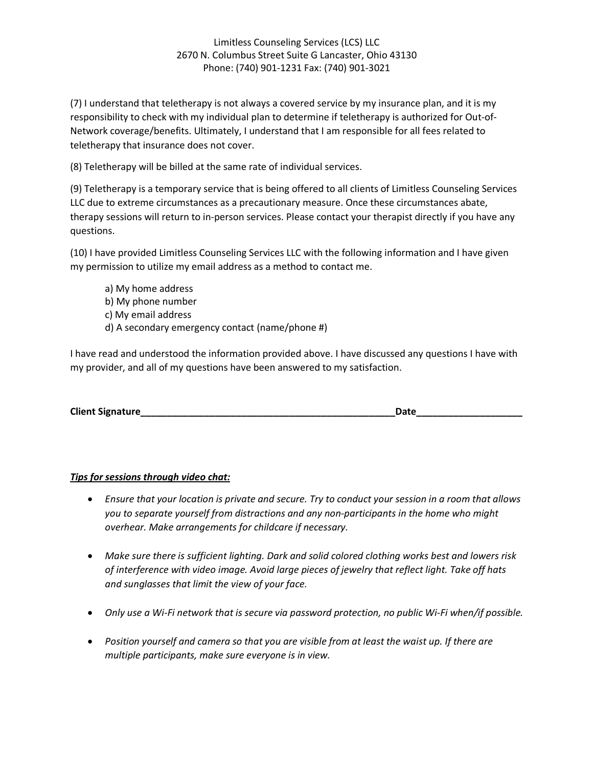(7) I understand that teletherapy is not always a covered service by my insurance plan, and it is my responsibility to check with my individual plan to determine if teletherapy is authorized for Out-of-Network coverage/benefits. Ultimately, I understand that I am responsible for all fees related to teletherapy that insurance does not cover.

(8) Teletherapy will be billed at the same rate of individual services.

(9) Teletherapy is a temporary service that is being offered to all clients of Limitless Counseling Services LLC due to extreme circumstances as a precautionary measure. Once these circumstances abate, therapy sessions will return to in-person services. Please contact your therapist directly if you have any questions.

(10) I have provided Limitless Counseling Services LLC with the following information and I have given my permission to utilize my email address as a method to contact me.

a) My home address
b) My phone number
c) My email address
d) A secondary emergency contact (name/phone #)

I have read and understood the information provided above. I have discussed any questions I have with my provider, and all of my questions have been answered to my satisfaction.

**Client Signature**\_\_\_\_\_\_\_\_\_\_\_\_\_\_\_\_\_\_\_\_\_\_\_\_\_\_\_\_\_\_\_\_\_\_\_\_\_\_\_\_\_\_\_\_\_\_\_\_**Date**\_\_\_\_\_\_\_\_\_\_\_\_\_\_\_\_\_\_\_\_

***<u>Tips for sessions through video chat:</u>***

- *Ensure that your location is private and secure. Try to conduct your session in a room that allows you to separate yourself from distractions and any non-participants in the home who might overhear. Make arrangements for childcare if necessary.*
- *Make sure there is sufficient lighting. Dark and solid colored clothing works best and lowers risk of interference with video image. Avoid large pieces of jewelry that reflect light. Take off hats and sunglasses that limit the view of your face.*
- *Only use a Wi-Fi network that is secure via password protection, no public Wi-Fi when/if possible.*
- *Position yourself and camera so that you are visible from at least the waist up. If there are multiple participants, make sure everyone is in view.*